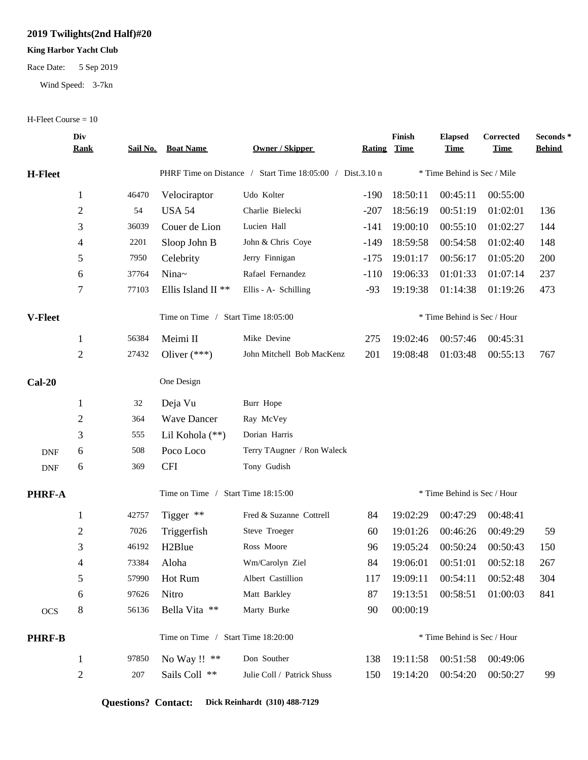# 2019 Twilights(2nd Half)#20

**King Harbor Yacht Club**

Race Date: 5 Sep 2019

Wind Speed: 3-7kn

H-Fleet Course = 10

| | Div Rank | Sail No. | Boat Name | Owner / Skipper | Rating | Finish Time | Elapsed Time | Corrected Time | Seconds * Behind |
|---|---|---|---|---|---|---|---|---|---|
| **H-Fleet** | | | PHRF Time on Distance / Start Time 18:05:00 / Dist.3.10 n | | | | * Time Behind is Sec / Mile | | |
| | 1 | 46470 | Velociraptor | Udo Kolter | -190 | 18:50:11 | 00:45:11 | 00:55:00 | |
| | 2 | 54 | USA 54 | Charlie Bielecki | -207 | 18:56:19 | 00:51:19 | 01:02:01 | 136 |
| | 3 | 36039 | Couer de Lion | Lucien Hall | -141 | 19:00:10 | 00:55:10 | 01:02:27 | 144 |
| | 4 | 2201 | Sloop John B | John & Chris Coye | -149 | 18:59:58 | 00:54:58 | 01:02:40 | 148 |
| | 5 | 7950 | Celebrity | Jerry Finnigan | -175 | 19:01:17 | 00:56:17 | 01:05:20 | 200 |
| | 6 | 37764 | Nina~ | Rafael Fernandez | -110 | 19:06:33 | 01:01:33 | 01:07:14 | 237 |
| | 7 | 77103 | Ellis Island II ** | Ellis - A- Schilling | -93 | 19:19:38 | 01:14:38 | 01:19:26 | 473 |
| **V-Fleet** | | | Time on Time / Start Time 18:05:00 | | | | * Time Behind is Sec / Hour | | |
| | 1 | 56384 | Meimi II | Mike Devine | 275 | 19:02:46 | 00:57:46 | 00:45:31 | |
| | 2 | 27432 | Oliver (***) | John Mitchell Bob MacKenz | 201 | 19:08:48 | 01:03:48 | 00:55:13 | 767 |
| **Cal-20** | | | One Design | | | | | | |
| | 1 | 32 | Deja Vu | Burr Hope | | | | | |
| | 2 | 364 | Wave Dancer | Ray McVey | | | | | |
| | 3 | 555 | Lil Kohola (**) | Dorian Harris | | | | | |
| DNF | 6 | 508 | Poco Loco | Terry TAugner / Ron Waleck | | | | | |
| DNF | 6 | 369 | CFI | Tony Gudish | | | | | |
| **PHRF-A** | | | Time on Time / Start Time 18:15:00 | | | | * Time Behind is Sec / Hour | | |
| | 1 | 42757 | Tigger ** | Fred & Suzanne Cottrell | 84 | 19:02:29 | 00:47:29 | 00:48:41 | |
| | 2 | 7026 | Triggerfish | Steve Troeger | 60 | 19:01:26 | 00:46:26 | 00:49:29 | 59 |
| | 3 | 46192 | H2Blue | Ross Moore | 96 | 19:05:24 | 00:50:24 | 00:50:43 | 150 |
| | 4 | 73384 | Aloha | Wm/Carolyn Ziel | 84 | 19:06:01 | 00:51:01 | 00:52:18 | 267 |
| | 5 | 57990 | Hot Rum | Albert Castillion | 117 | 19:09:11 | 00:54:11 | 00:52:48 | 304 |
| | 6 | 97626 | Nitro | Matt Barkley | 87 | 19:13:51 | 00:58:51 | 01:00:03 | 841 |
| OCS | 8 | 56136 | Bella Vita ** | Marty Burke | 90 | 00:00:19 | | | |
| **PHRF-B** | | | Time on Time / Start Time 18:20:00 | | | | * Time Behind is Sec / Hour | | |
| | 1 | 97850 | No Way !! ** | Don Souther | 138 | 19:11:58 | 00:51:58 | 00:49:06 | |
| | 2 | 207 | Sails Coll ** | Julie Coll / Patrick Shuss | 150 | 19:14:20 | 00:54:20 | 00:50:27 | 99 |

**Questions? Contact:** **Dick Reinhardt (310) 488-7129**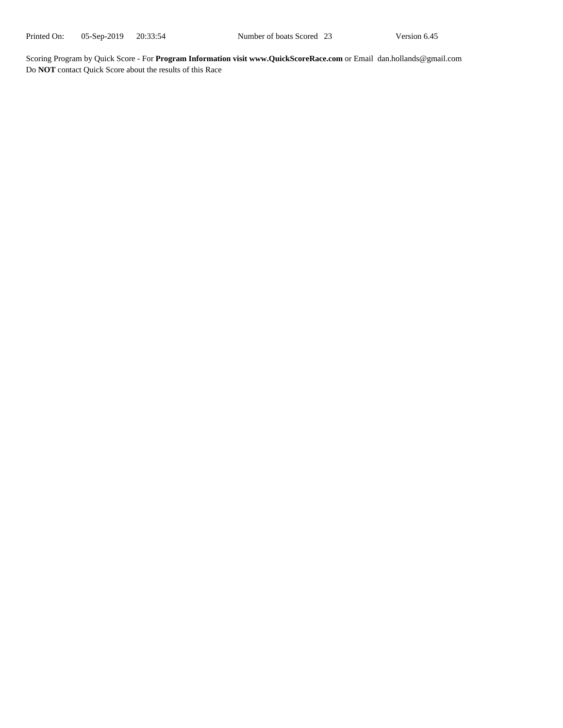Printed On: 05-Sep-2019 20:33:54 Number of boats Scored 23 Version 6.45

Scoring Program by Quick Score - For **Program Information visit www.QuickScoreRace.com** or Email dan.hollands@gmail.com
Do **NOT** contact Quick Score about the results of this Race